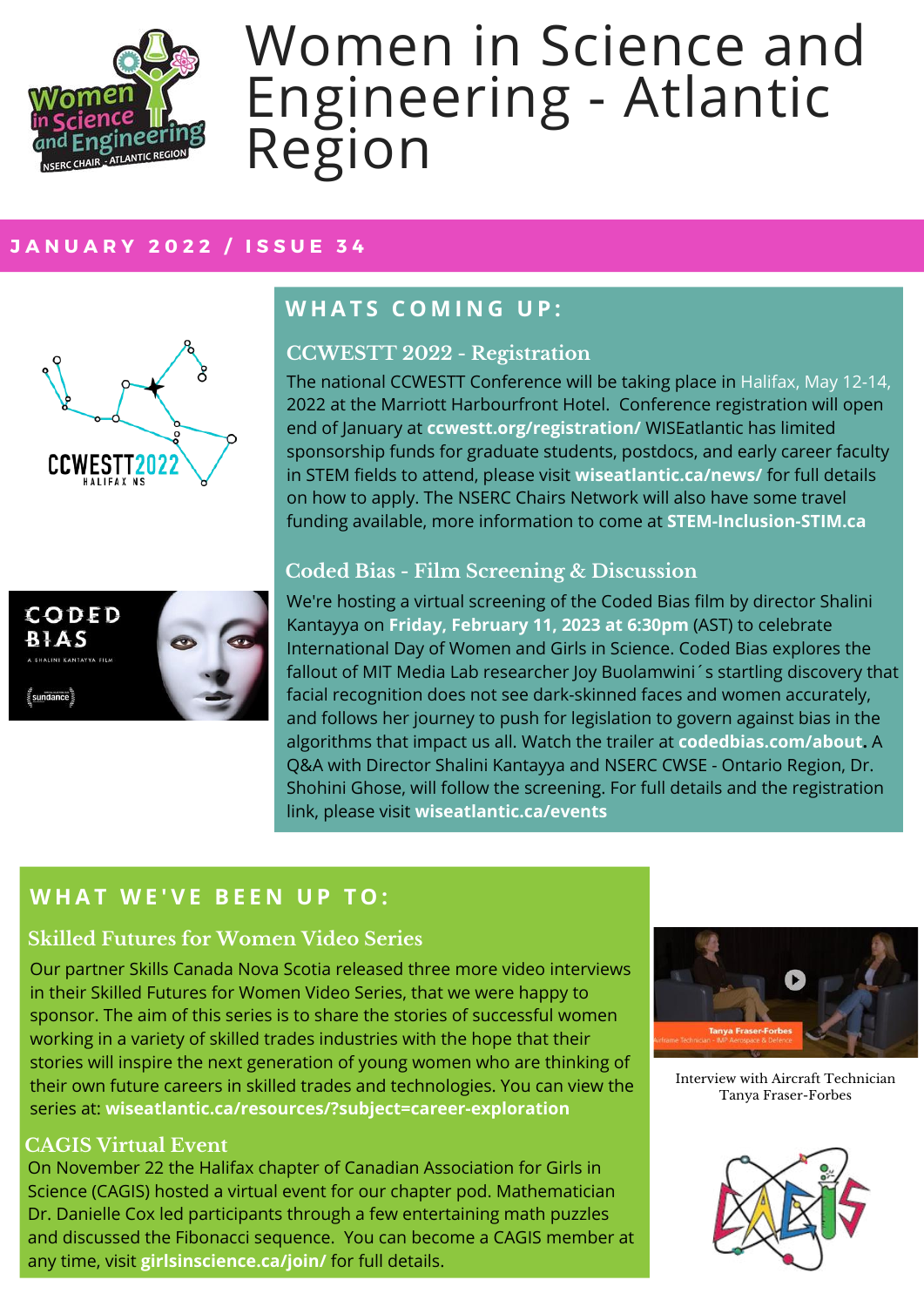# Women in Science and Engineering - Atlantic Region

**JANUARY 2022 / ISSUE 34**

## WHATS COMING UP:

### CCWESTT 2022 - Registration

The national CCWESTT Conference will be taking place in Halifax, May 12-14, 2022 at the Marriott Harbourfront Hotel. Conference registration will open end of January at **ccwestt.org/registration/** WISEatlantic has limited sponsorship funds for graduate students, postdocs, and early career faculty in STEM fields to attend, please visit **wiseatlantic.ca/news/** for full details on how to apply. The NSERC Chairs Network will also have some travel funding available, more information to come at **STEM-Inclusion-STIM.ca**

### Coded Bias - Film Screening & Discussion

We're hosting a virtual screening of the Coded Bias film by director Shalini Kantayya on **Friday, February 11, 2023 at 6:30pm** (AST) to celebrate International Day of Women and Girls in Science. Coded Bias explores the fallout of MIT Media Lab researcher Joy Buolamwini´s startling discovery that facial recognition does not see dark-skinned faces and women accurately, and follows her journey to push for legislation to govern against bias in the algorithms that impact us all. Watch the trailer at **codedbias.com/about**. A Q&A with Director Shalini Kantayya and NSERC CWSE - Ontario Region, Dr. Shohini Ghose, will follow the screening. For full details and the registration link, please visit **wiseatlantic.ca/events**

## WHAT WE'VE BEEN UP TO:

### Skilled Futures for Women Video Series

Our partner Skills Canada Nova Scotia released three more video interviews in their Skilled Futures for Women Video Series, that we were happy to sponsor. The aim of this series is to share the stories of successful women working in a variety of skilled trades industries with the hope that their stories will inspire the next generation of young women who are thinking of their own future careers in skilled trades and technologies. You can view the series at: **wiseatlantic.ca/resources/?subject=career-exploration**

Interview with Aircraft Technician Tanya Fraser-Forbes

### CAGIS Virtual Event

On November 22 the Halifax chapter of Canadian Association for Girls in Science (CAGIS) hosted a virtual event for our chapter pod. Mathematician Dr. Danielle Cox led participants through a few entertaining math puzzles and discussed the Fibonacci sequence. You can become a CAGIS member at any time, visit **girlsinscience.ca/join/** for full details.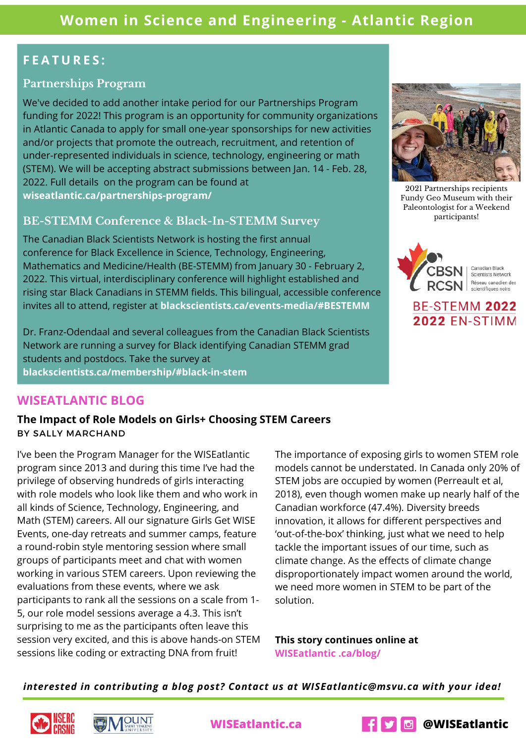# Women in Science and Engineering - Atlantic Region

## FEATURES:

### Partnerships Program

We've decided to add another intake period for our Partnerships Program funding for 2022! This program is an opportunity for community organizations in Atlantic Canada to apply for small one-year sponsorships for new activities and/or projects that promote the outreach, recruitment, and retention of under-represented individuals in science, technology, engineering or math (STEM). We will be accepting abstract submissions between Jan. 14 - Feb. 28, 2022. Full details on the program can be found at **wiseatlantic.ca/partnerships-program/**

2021 Partnerships recipients Fundy Geo Museum with their Paleontologist for a Weekend participants!

### BE-STEMM Conference & Black-In-STEMM Survey

The Canadian Black Scientists Network is hosting the first annual conference for Black Excellence in Science, Technology, Engineering, Mathematics and Medicine/Health (BE-STEMM) from January 30 - February 2, 2022. This virtual, interdisciplinary conference will highlight established and rising star Black Canadians in STEMM fields. This bilingual, accessible conference invites all to attend, register at **blackscientists.ca/events-media/#BESTEMM**

Dr. Franz-Odendaal and several colleagues from the Canadian Black Scientists Network are running a survey for Black identifying Canadian STEMM grad students and postdocs. Take the survey at **blackscientists.ca/membership/#black-in-stem**

CBSN RCSN Canadian Black Scientists Network Réseau canadien des scientifiques noirs

BE-STEMM **2022**
**2022** EN-STIMM

## WISEATLANTIC BLOG

### The Impact of Role Models on Girls+ Choosing STEM Careers

BY SALLY MARCHAND

I've been the Program Manager for the WISEatlantic program since 2013 and during this time I've had the privilege of observing hundreds of girls interacting with role models who look like them and who work in all kinds of Science, Technology, Engineering, and Math (STEM) careers. All our signature Girls Get WISE Events, one-day retreats and summer camps, feature a round-robin style mentoring session where small groups of participants meet and chat with women working in various STEM careers. Upon reviewing the evaluations from these events, where we ask participants to rank all the sessions on a scale from 1-5, our role model sessions average a 4.3. This isn't surprising to me as the participants often leave this session very excited, and this is above hands-on STEM sessions like coding or extracting DNA from fruit!

The importance of exposing girls to women STEM role models cannot be understated. In Canada only 20% of STEM jobs are occupied by women (Perreault et al, 2018), even though women make up nearly half of the Canadian workforce (47.4%). Diversity breeds innovation, it allows for different perspectives and 'out-of-the-box' thinking, just what we need to help tackle the important issues of our time, such as climate change. As the effects of climate change disproportionately impact women around the world, we need more women in STEM to be part of the solution.

**This story continues online at WISEatlantic .ca/blog/**

***interested in contributing a blog post? Contact us at WISEatlantic@msvu.ca with your idea!***

NSERC CRSNG | Mount Saint Vincent University | **WISEatlantic.ca** | **@WISEatlantic**